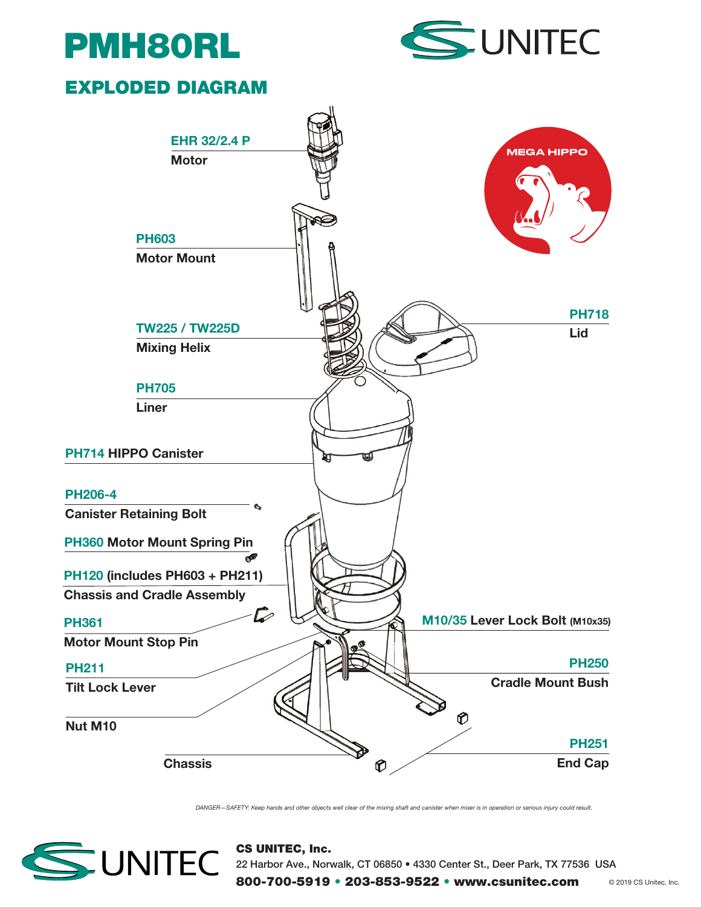# PMH80RL

## EXPLODED DIAGRAM

**EHR 32/2.4 P**
Motor

**PH603**
Motor Mount

**TW225 / TW225D**
Mixing Helix

**PH705**
Liner

**PH714** HIPPO Canister

**PH206-4**
Canister Retaining Bolt

**PH360** Motor Mount Spring Pin

**PH120** (includes PH603 + PH211)
Chassis and Cradle Assembly

**PH361**
Motor Mount Stop Pin

**PH211**
Tilt Lock Lever

Nut M10

Chassis

**PH718**
Lid

**M10/35** Lever Lock Bolt (M10x35)

**PH250**
Cradle Mount Bush

**PH251**
End Cap

MEGA HIPPO

*DANGER—SAFETY: Keep hands and other objects well clear of the mixing shaft and canister when mixer is in operation or serious injury could result.*

**CS UNITEC, Inc.**
22 Harbor Ave., Norwalk, CT 06850 • 4330 Center St., Deer Park, TX 77536 USA
**800-700-5919 • 203-853-9522 • www.csunitec.com**

© 2019 CS Unitec, Inc.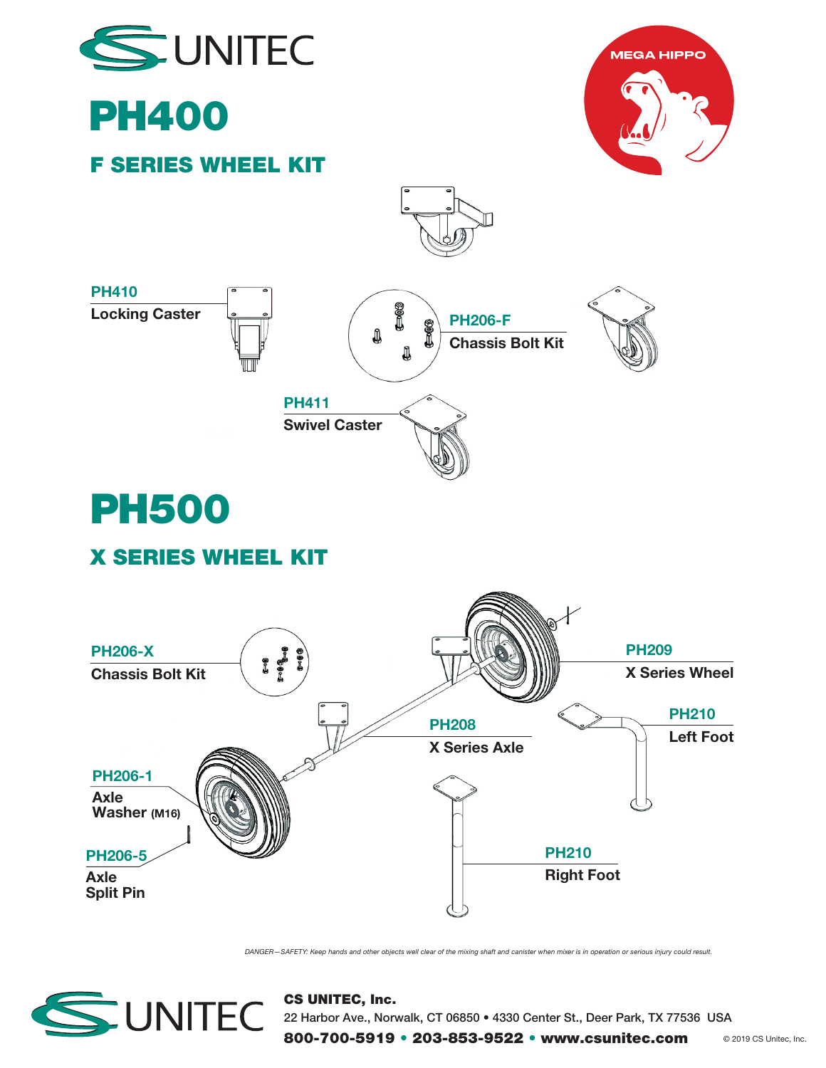UNITEC

# PH400

## F SERIES WHEEL KIT

MEGA HIPPO

**PH410**
**Locking Caster**

**PH206-F**
**Chassis Bolt Kit**

**PH411**
**Swivel Caster**

# PH500

## X SERIES WHEEL KIT

**PH206-X**
**Chassis Bolt Kit**

**PH209**
**X Series Wheel**

**PH210**
**Left Foot**

**PH208**
**X Series Axle**

**PH206-1**
**Axle Washer (M16)**

**PH206-5**
**Axle Split Pin**

**PH210**
**Right Foot**

*DANGER—SAFETY: Keep hands and other objects well clear of the mixing shaft and canister when mixer is in operation or serious injury could result.*

UNITEC

**CS UNITEC, Inc.**
22 Harbor Ave., Norwalk, CT 06850 • 4330 Center St., Deer Park, TX 77536 USA
**800-700-5919 • 203-853-9522 • www.csunitec.com**

© 2019 CS Unitec, Inc.